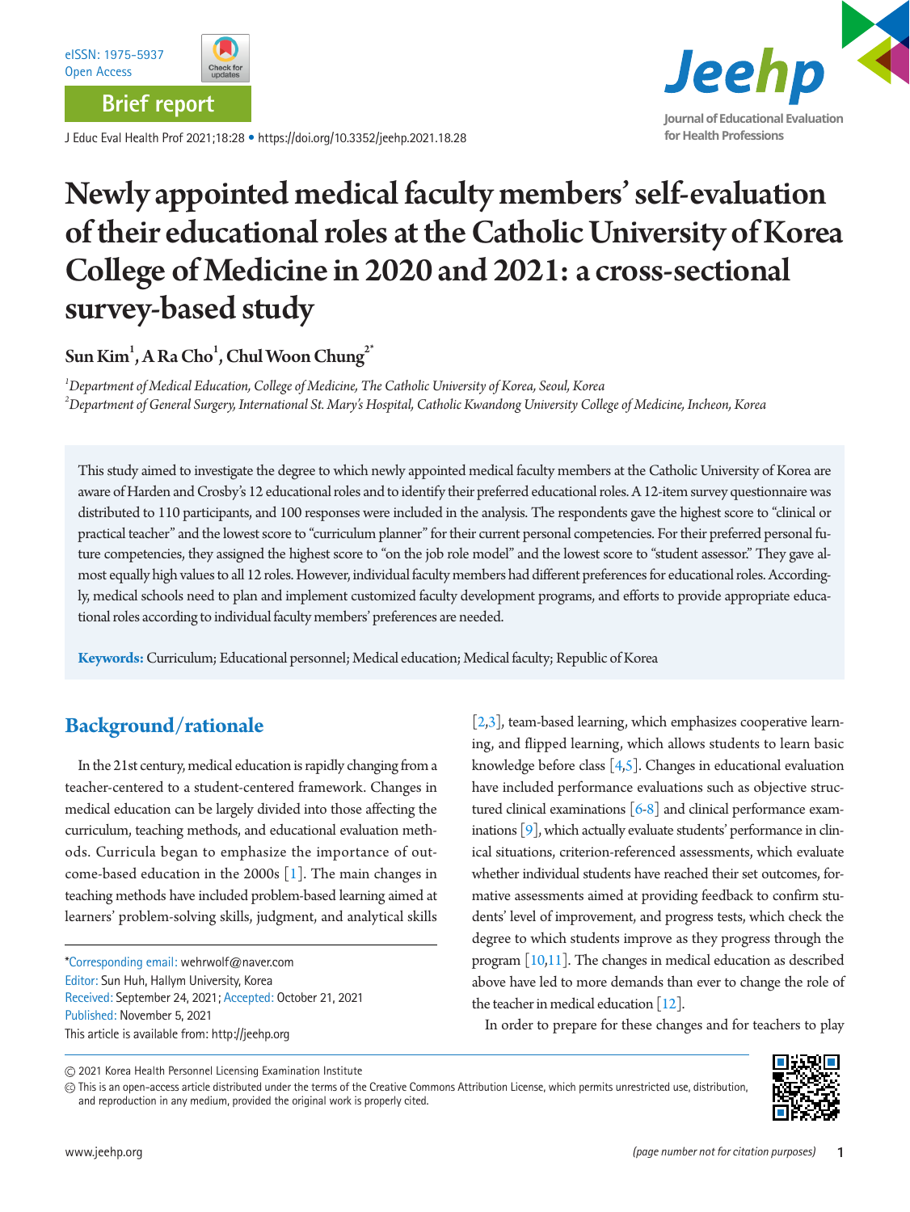Brief report

# Newly appointed medical faculty members' self-evaluation of their educational roles at the Catholic University of Korea College of Medicine in 2020 and 2021: a cross-sectional survey-based study

**Sun Kim[1], A Ra Cho[1], Chul Woon Chung[2*]**

[1]*Department of Medical Education, College of Medicine, The Catholic University of Korea, Seoul, Korea*
[2]*Department of General Surgery, International St. Mary's Hospital, Catholic Kwandong University College of Medicine, Incheon, Korea*

This study aimed to investigate the degree to which newly appointed medical faculty members at the Catholic University of Korea are aware of Harden and Crosby's 12 educational roles and to identify their preferred educational roles. A 12-item survey questionnaire was distributed to 110 participants, and 100 responses were included in the analysis. The respondents gave the highest score to "clinical or practical teacher" and the lowest score to "curriculum planner" for their current personal competencies. For their preferred personal future competencies, they assigned the highest score to "on the job role model" and the lowest score to "student assessor." They gave almost equally high values to all 12 roles. However, individual faculty members had different preferences for educational roles. Accordingly, medical schools need to plan and implement customized faculty development programs, and efforts to provide appropriate educational roles according to individual faculty members' preferences are needed.

**Keywords:** Curriculum; Educational personnel; Medical education; Medical faculty; Republic of Korea

## Background/rationale

In the 21st century, medical education is rapidly changing from a teacher-centered to a student-centered framework. Changes in medical education can be largely divided into those affecting the curriculum, teaching methods, and educational evaluation methods. Curricula began to emphasize the importance of outcome-based education in the 2000s [1]. The main changes in teaching methods have included problem-based learning aimed at learners' problem-solving skills, judgment, and analytical skills [2,3], team-based learning, which emphasizes cooperative learning, and flipped learning, which allows students to learn basic knowledge before class [4,5]. Changes in educational evaluation have included performance evaluations such as objective structured clinical examinations [6-8] and clinical performance examinations [9], which actually evaluate students' performance in clinical situations, criterion-referenced assessments, which evaluate whether individual students have reached their set outcomes, formative assessments aimed at providing feedback to confirm students' level of improvement, and progress tests, which check the degree to which students improve as they progress through the program [10,11]. The changes in medical education as described above have led to more demands than ever to change the role of the teacher in medical education [12].

In order to prepare for these changes and for teachers to play

*Corresponding email: wehrwolf@naver.com
Editor: Sun Huh, Hallym University, Korea
Received: September 24, 2021; Accepted: October 21, 2021
Published: November 5, 2021
This article is available from: http://jeehp.org

© 2021 Korea Health Personnel Licensing Examination Institute
This is an open-access article distributed under the terms of the Creative Commons Attribution License, which permits unrestricted use, distribution, and reproduction in any medium, provided the original work is properly cited.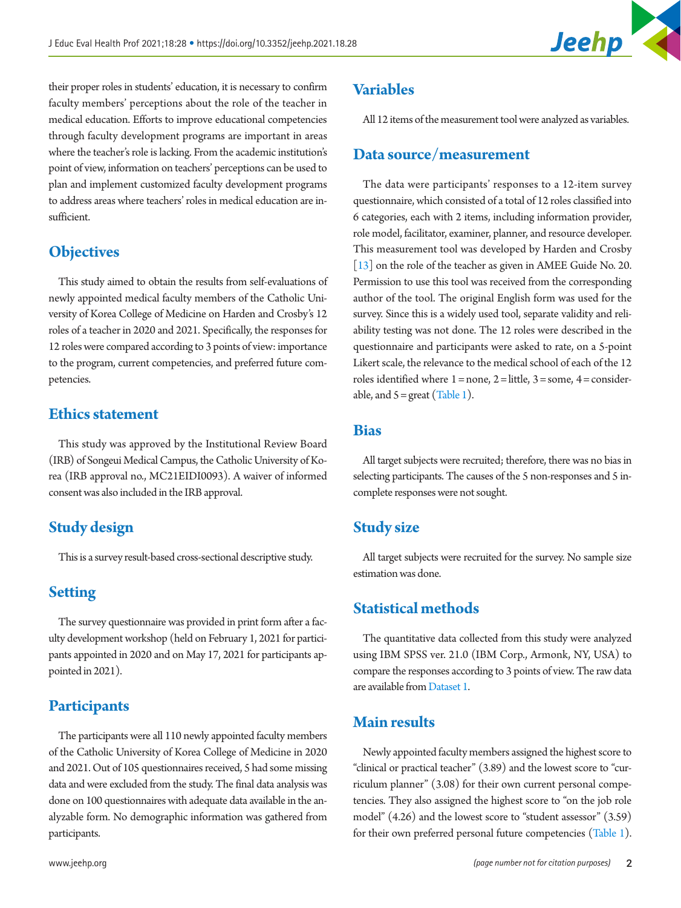their proper roles in students' education, it is necessary to confirm faculty members' perceptions about the role of the teacher in medical education. Efforts to improve educational competencies through faculty development programs are important in areas where the teacher's role is lacking. From the academic institution's point of view, information on teachers' perceptions can be used to plan and implement customized faculty development programs to address areas where teachers' roles in medical education are insufficient.

## Objectives

This study aimed to obtain the results from self-evaluations of newly appointed medical faculty members of the Catholic University of Korea College of Medicine on Harden and Crosby's 12 roles of a teacher in 2020 and 2021. Specifically, the responses for 12 roles were compared according to 3 points of view: importance to the program, current competencies, and preferred future competencies.

## Ethics statement

This study was approved by the Institutional Review Board (IRB) of Songeui Medical Campus, the Catholic University of Korea (IRB approval no., MC21EIDI0093). A waiver of informed consent was also included in the IRB approval.

## Study design

This is a survey result-based cross-sectional descriptive study.

## Setting

The survey questionnaire was provided in print form after a faculty development workshop (held on February 1, 2021 for participants appointed in 2020 and on May 17, 2021 for participants appointed in 2021).

## Participants

The participants were all 110 newly appointed faculty members of the Catholic University of Korea College of Medicine in 2020 and 2021. Out of 105 questionnaires received, 5 had some missing data and were excluded from the study. The final data analysis was done on 100 questionnaires with adequate data available in the analyzable form. No demographic information was gathered from participants.

## Variables

All 12 items of the measurement tool were analyzed as variables.

## Data source/measurement

The data were participants' responses to a 12-item survey questionnaire, which consisted of a total of 12 roles classified into 6 categories, each with 2 items, including information provider, role model, facilitator, examiner, planner, and resource developer. This measurement tool was developed by Harden and Crosby [13] on the role of the teacher as given in AMEE Guide No. 20. Permission to use this tool was received from the corresponding author of the tool. The original English form was used for the survey. Since this is a widely used tool, separate validity and reliability testing was not done. The 12 roles were described in the questionnaire and participants were asked to rate, on a 5-point Likert scale, the relevance to the medical school of each of the 12 roles identified where 1 = none, 2 = little, 3 = some, 4 = considerable, and 5 = great (Table 1).

## Bias

All target subjects were recruited; therefore, there was no bias in selecting participants. The causes of the 5 non-responses and 5 incomplete responses were not sought.

## Study size

All target subjects were recruited for the survey. No sample size estimation was done.

## Statistical methods

The quantitative data collected from this study were analyzed using IBM SPSS ver. 21.0 (IBM Corp., Armonk, NY, USA) to compare the responses according to 3 points of view. The raw data are available from Dataset 1.

## Main results

Newly appointed faculty members assigned the highest score to "clinical or practical teacher" (3.89) and the lowest score to "curriculum planner" (3.08) for their own current personal competencies. They also assigned the highest score to "on the job role model" (4.26) and the lowest score to "student assessor" (3.59) for their own preferred personal future competencies (Table 1).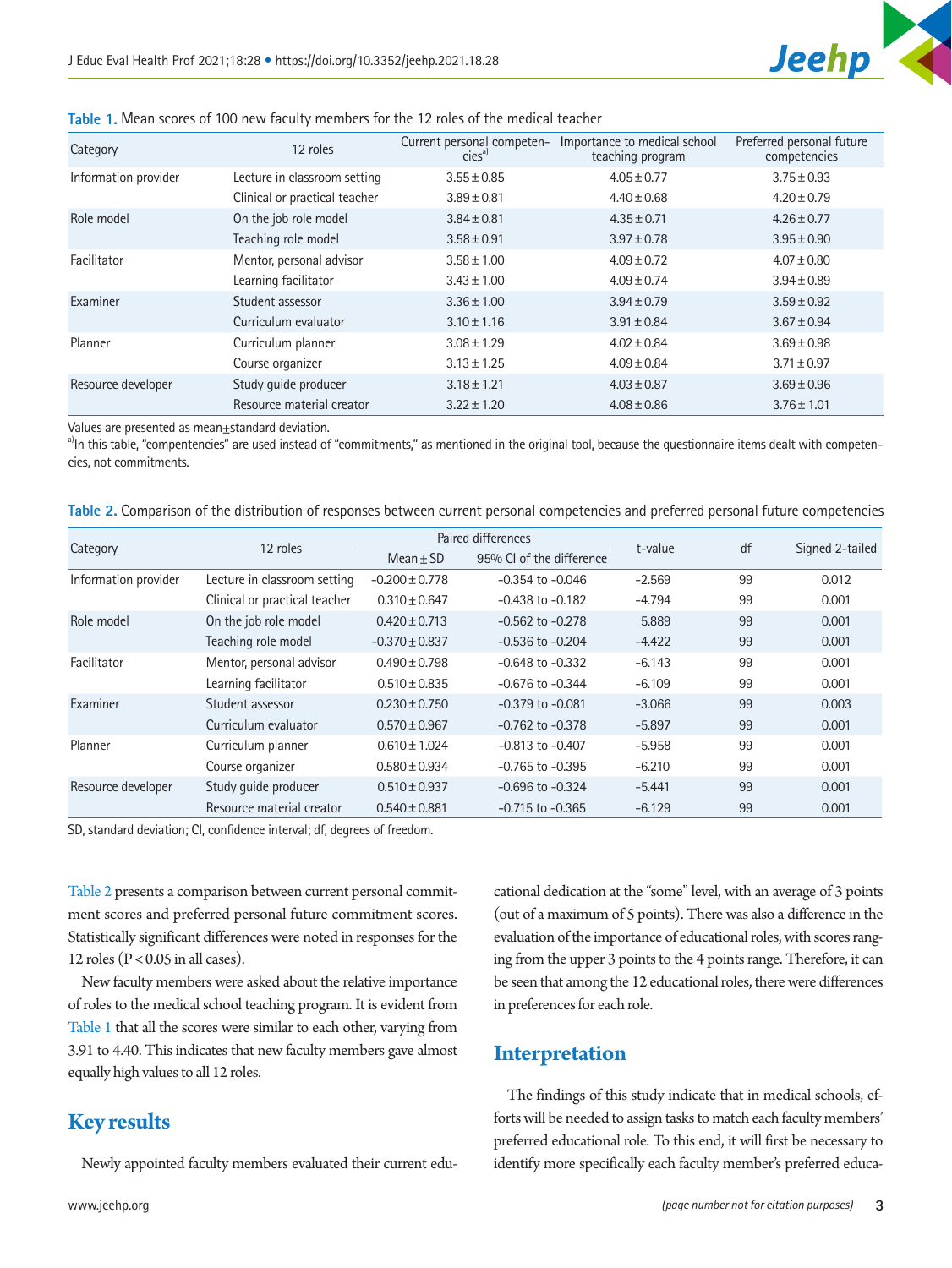Table 1. Mean scores of 100 new faculty members for the 12 roles of the medical teacher

| Category | 12 roles | Current personal competencies[a] | Importance to medical school teaching program | Preferred personal future competencies |
|---|---|---|---|---|
| Information provider | Lecture in classroom setting | 3.55 ± 0.85 | 4.05 ± 0.77 | 3.75 ± 0.93 |
| | Clinical or practical teacher | 3.89 ± 0.81 | 4.40 ± 0.68 | 4.20 ± 0.79 |
| Role model | On the job role model | 3.84 ± 0.81 | 4.35 ± 0.71 | 4.26 ± 0.77 |
| | Teaching role model | 3.58 ± 0.91 | 3.97 ± 0.78 | 3.95 ± 0.90 |
| Facilitator | Mentor, personal advisor | 3.58 ± 1.00 | 4.09 ± 0.72 | 4.07 ± 0.80 |
| | Learning facilitator | 3.43 ± 1.00 | 4.09 ± 0.74 | 3.94 ± 0.89 |
| Examiner | Student assessor | 3.36 ± 1.00 | 3.94 ± 0.79 | 3.59 ± 0.92 |
| | Curriculum evaluator | 3.10 ± 1.16 | 3.91 ± 0.84 | 3.67 ± 0.94 |
| Planner | Curriculum planner | 3.08 ± 1.29 | 4.02 ± 0.84 | 3.69 ± 0.98 |
| | Course organizer | 3.13 ± 1.25 | 4.09 ± 0.84 | 3.71 ± 0.97 |
| Resource developer | Study guide producer | 3.18 ± 1.21 | 4.03 ± 0.87 | 3.69 ± 0.96 |
| | Resource material creator | 3.22 ± 1.20 | 4.08 ± 0.86 | 3.76 ± 1.01 |

Values are presented as mean±standard deviation.
[a]In this table, "compentencies" are used instead of "commitments," as mentioned in the original tool, because the questionnaire items dealt with competencies, not commitments.

Table 2. Comparison of the distribution of responses between current personal competencies and preferred personal future competencies

| Category | 12 roles | Paired differences | | t-value | df | Signed 2-tailed |
|---|---|---|---|---|---|---|
| | | Mean ± SD | 95% CI of the difference | | | |
| Information provider | Lecture in classroom setting | -0.200 ± 0.778 | -0.354 to -0.046 | -2.569 | 99 | 0.012 |
| | Clinical or practical teacher | 0.310 ± 0.647 | -0.438 to -0.182 | -4.794 | 99 | 0.001 |
| Role model | On the job role model | 0.420 ± 0.713 | -0.562 to -0.278 | 5.889 | 99 | 0.001 |
| | Teaching role model | -0.370 ± 0.837 | -0.536 to -0.204 | -4.422 | 99 | 0.001 |
| Facilitator | Mentor, personal advisor | 0.490 ± 0.798 | -0.648 to -0.332 | -6.143 | 99 | 0.001 |
| | Learning facilitator | 0.510 ± 0.835 | -0.676 to -0.344 | -6.109 | 99 | 0.001 |
| Examiner | Student assessor | 0.230 ± 0.750 | -0.379 to -0.081 | -3.066 | 99 | 0.003 |
| | Curriculum evaluator | 0.570 ± 0.967 | -0.762 to -0.378 | -5.897 | 99 | 0.001 |
| Planner | Curriculum planner | 0.610 ± 1.024 | -0.813 to -0.407 | -5.958 | 99 | 0.001 |
| | Course organizer | 0.580 ± 0.934 | -0.765 to -0.395 | -6.210 | 99 | 0.001 |
| Resource developer | Study guide producer | 0.510 ± 0.937 | -0.696 to -0.324 | -5.441 | 99 | 0.001 |
| | Resource material creator | 0.540 ± 0.881 | -0.715 to -0.365 | -6.129 | 99 | 0.001 |

SD, standard deviation; CI, confidence interval; df, degrees of freedom.

Table 2 presents a comparison between current personal commitment scores and preferred personal future commitment scores. Statistically significant differences were noted in responses for the 12 roles ($P < 0.05$ in all cases).

New faculty members were asked about the relative importance of roles to the medical school teaching program. It is evident from Table 1 that all the scores were similar to each other, varying from 3.91 to 4.40. This indicates that new faculty members gave almost equally high values to all 12 roles.

## Key results

Newly appointed faculty members evaluated their current educational dedication at the "some" level, with an average of 3 points (out of a maximum of 5 points). There was also a difference in the evaluation of the importance of educational roles, with scores ranging from the upper 3 points to the 4 points range. Therefore, it can be seen that among the 12 educational roles, there were differences in preferences for each role.

## Interpretation

The findings of this study indicate that in medical schools, efforts will be needed to assign tasks to match each faculty members' preferred educational role. To this end, it will first be necessary to identify more specifically each faculty member's preferred educa-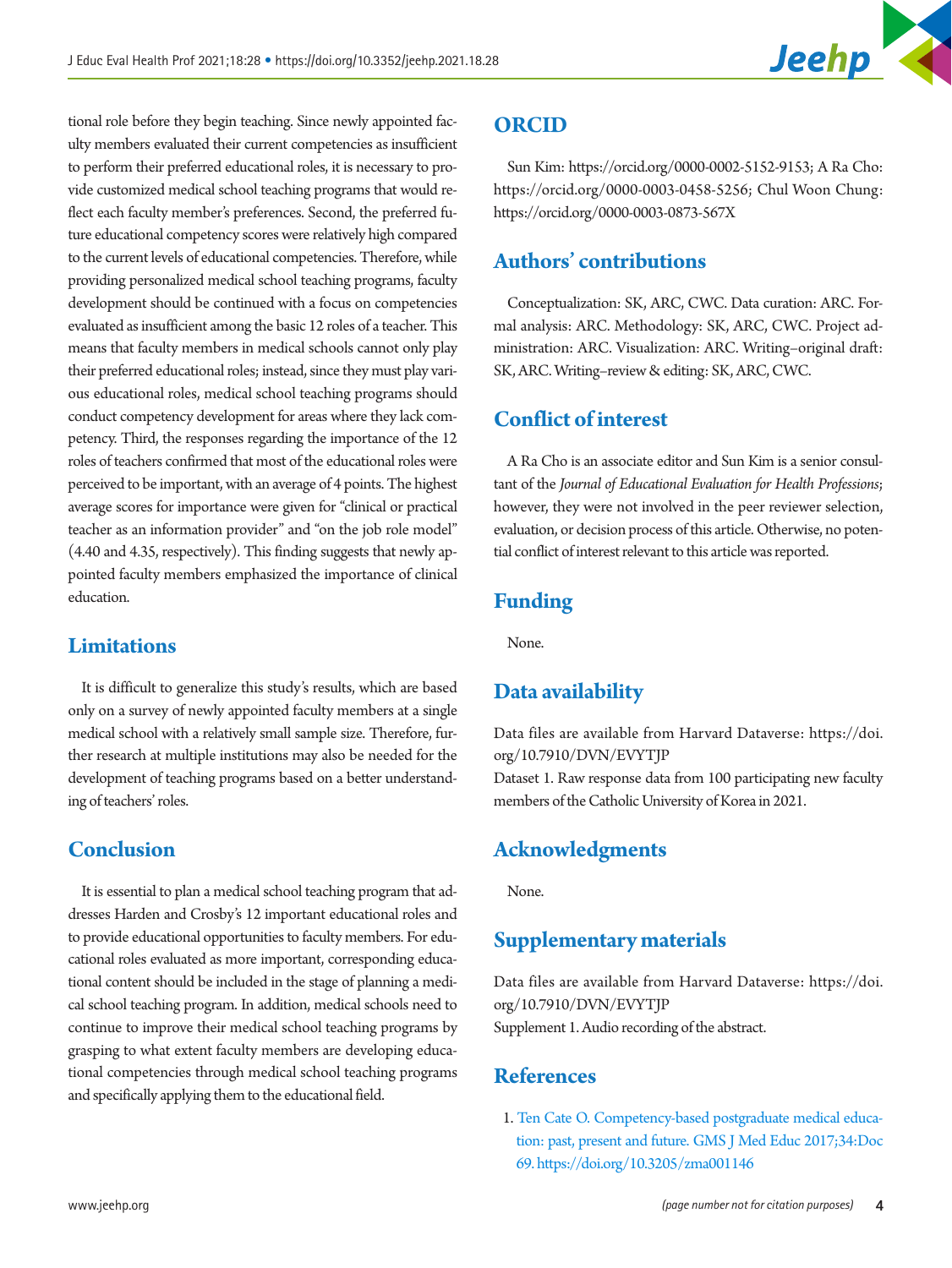tional role before they begin teaching. Since newly appointed faculty members evaluated their current competencies as insufficient to perform their preferred educational roles, it is necessary to provide customized medical school teaching programs that would reflect each faculty member's preferences. Second, the preferred future educational competency scores were relatively high compared to the current levels of educational competencies. Therefore, while providing personalized medical school teaching programs, faculty development should be continued with a focus on competencies evaluated as insufficient among the basic 12 roles of a teacher. This means that faculty members in medical schools cannot only play their preferred educational roles; instead, since they must play various educational roles, medical school teaching programs should conduct competency development for areas where they lack competency. Third, the responses regarding the importance of the 12 roles of teachers confirmed that most of the educational roles were perceived to be important, with an average of 4 points. The highest average scores for importance were given for "clinical or practical teacher as an information provider" and "on the job role model" (4.40 and 4.35, respectively). This finding suggests that newly appointed faculty members emphasized the importance of clinical education.

## Limitations

It is difficult to generalize this study's results, which are based only on a survey of newly appointed faculty members at a single medical school with a relatively small sample size. Therefore, further research at multiple institutions may also be needed for the development of teaching programs based on a better understanding of teachers' roles.

## Conclusion

It is essential to plan a medical school teaching program that addresses Harden and Crosby's 12 important educational roles and to provide educational opportunities to faculty members. For educational roles evaluated as more important, corresponding educational content should be included in the stage of planning a medical school teaching program. In addition, medical schools need to continue to improve their medical school teaching programs by grasping to what extent faculty members are developing educational competencies through medical school teaching programs and specifically applying them to the educational field.

## ORCID

Sun Kim: https://orcid.org/0000-0002-5152-9153; A Ra Cho: https://orcid.org/0000-0003-0458-5256; Chul Woon Chung: https://orcid.org/0000-0003-0873-567X

## Authors' contributions

Conceptualization: SK, ARC, CWC. Data curation: ARC. Formal analysis: ARC. Methodology: SK, ARC, CWC. Project administration: ARC. Visualization: ARC. Writing–original draft: SK, ARC. Writing–review & editing: SK, ARC, CWC.

## Conflict of interest

A Ra Cho is an associate editor and Sun Kim is a senior consultant of the *Journal of Educational Evaluation for Health Professions*; however, they were not involved in the peer reviewer selection, evaluation, or decision process of this article. Otherwise, no potential conflict of interest relevant to this article was reported.

## Funding

None.

## Data availability

Data files are available from Harvard Dataverse: https://doi.org/10.7910/DVN/EVYTJP

Dataset 1. Raw response data from 100 participating new faculty members of the Catholic University of Korea in 2021.

## Acknowledgments

None.

## Supplementary materials

Data files are available from Harvard Dataverse: https://doi.org/10.7910/DVN/EVYTJP

Supplement 1. Audio recording of the abstract.

## References

1. Ten Cate O. Competency-based postgraduate medical education: past, present and future. GMS J Med Educ 2017;34:Doc69. https://doi.org/10.3205/zma001146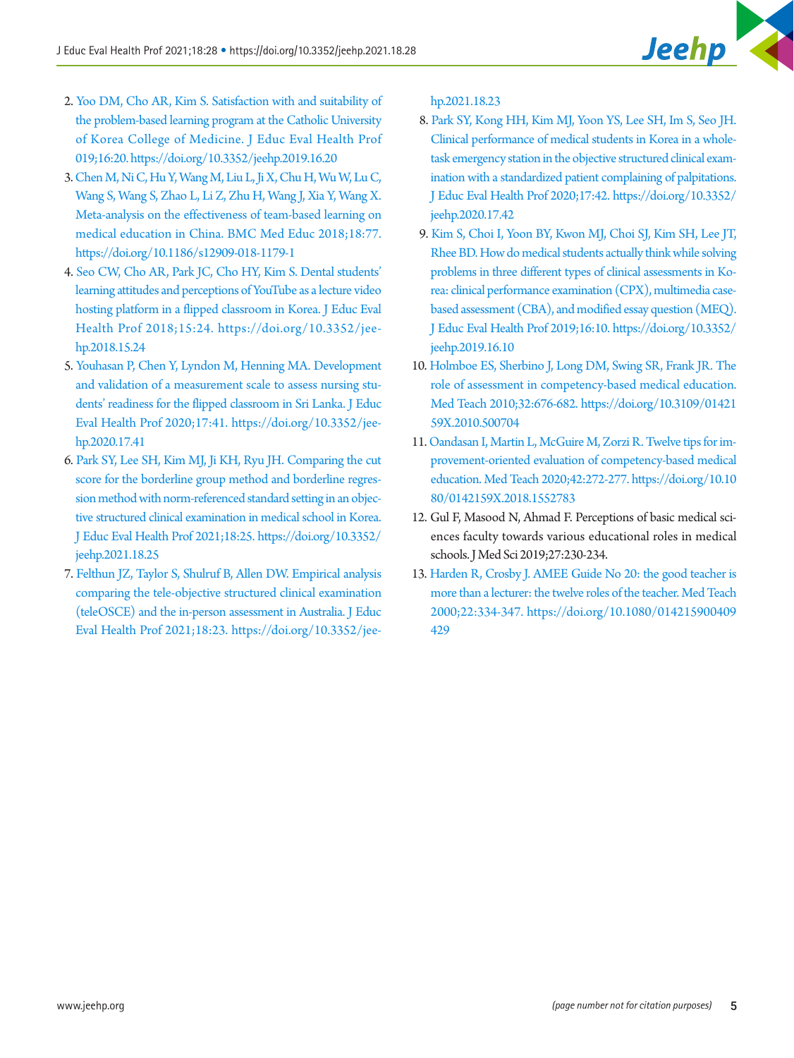2. Yoo DM, Cho AR, Kim S. Satisfaction with and suitability of the problem-based learning program at the Catholic University of Korea College of Medicine. J Educ Eval Health Prof 019;16:20. https://doi.org/10.3352/jeehp.2019.16.20
3. Chen M, Ni C, Hu Y, Wang M, Liu L, Ji X, Chu H, Wu W, Lu C, Wang S, Wang S, Zhao L, Li Z, Zhu H, Wang J, Xia Y, Wang X. Meta-analysis on the effectiveness of team-based learning on medical education in China. BMC Med Educ 2018;18:77. https://doi.org/10.1186/s12909-018-1179-1
4. Seo CW, Cho AR, Park JC, Cho HY, Kim S. Dental students' learning attitudes and perceptions of YouTube as a lecture video hosting platform in a flipped classroom in Korea. J Educ Eval Health Prof 2018;15:24. https://doi.org/10.3352/jeehp.2018.15.24
5. Youhasan P, Chen Y, Lyndon M, Henning MA. Development and validation of a measurement scale to assess nursing students' readiness for the flipped classroom in Sri Lanka. J Educ Eval Health Prof 2020;17:41. https://doi.org/10.3352/jeehp.2020.17.41
6. Park SY, Lee SH, Kim MJ, Ji KH, Ryu JH. Comparing the cut score for the borderline group method and borderline regression method with norm-referenced standard setting in an objective structured clinical examination in medical school in Korea. J Educ Eval Health Prof 2021;18:25. https://doi.org/10.3352/jeehp.2021.18.25
7. Felthun JZ, Taylor S, Shulruf B, Allen DW. Empirical analysis comparing the tele-objective structured clinical examination (teleOSCE) and the in-person assessment in Australia. J Educ Eval Health Prof 2021;18:23. https://doi.org/10.3352/jeehp.2021.18.23
8. Park SY, Kong HH, Kim MJ, Yoon YS, Lee SH, Im S, Seo JH. Clinical performance of medical students in Korea in a whole-task emergency station in the objective structured clinical examination with a standardized patient complaining of palpitations. J Educ Eval Health Prof 2020;17:42. https://doi.org/10.3352/jeehp.2020.17.42
9. Kim S, Choi I, Yoon BY, Kwon MJ, Choi SJ, Kim SH, Lee JT, Rhee BD. How do medical students actually think while solving problems in three different types of clinical assessments in Korea: clinical performance examination (CPX), multimedia case-based assessment (CBA), and modified essay question (MEQ). J Educ Eval Health Prof 2019;16:10. https://doi.org/10.3352/jeehp.2019.16.10
10. Holmboe ES, Sherbino J, Long DM, Swing SR, Frank JR. The role of assessment in competency-based medical education. Med Teach 2010;32:676-682. https://doi.org/10.3109/0142159X.2010.500704
11. Oandasan I, Martin L, McGuire M, Zorzi R. Twelve tips for improvement-oriented evaluation of competency-based medical education. Med Teach 2020;42:272-277. https://doi.org/10.1080/0142159X.2018.1552783
12. Gul F, Masood N, Ahmad F. Perceptions of basic medical sciences faculty towards various educational roles in medical schools. J Med Sci 2019;27:230-234.
13. Harden R, Crosby J. AMEE Guide No 20: the good teacher is more than a lecturer: the twelve roles of the teacher. Med Teach 2000;22:334-347. https://doi.org/10.1080/014215900409429